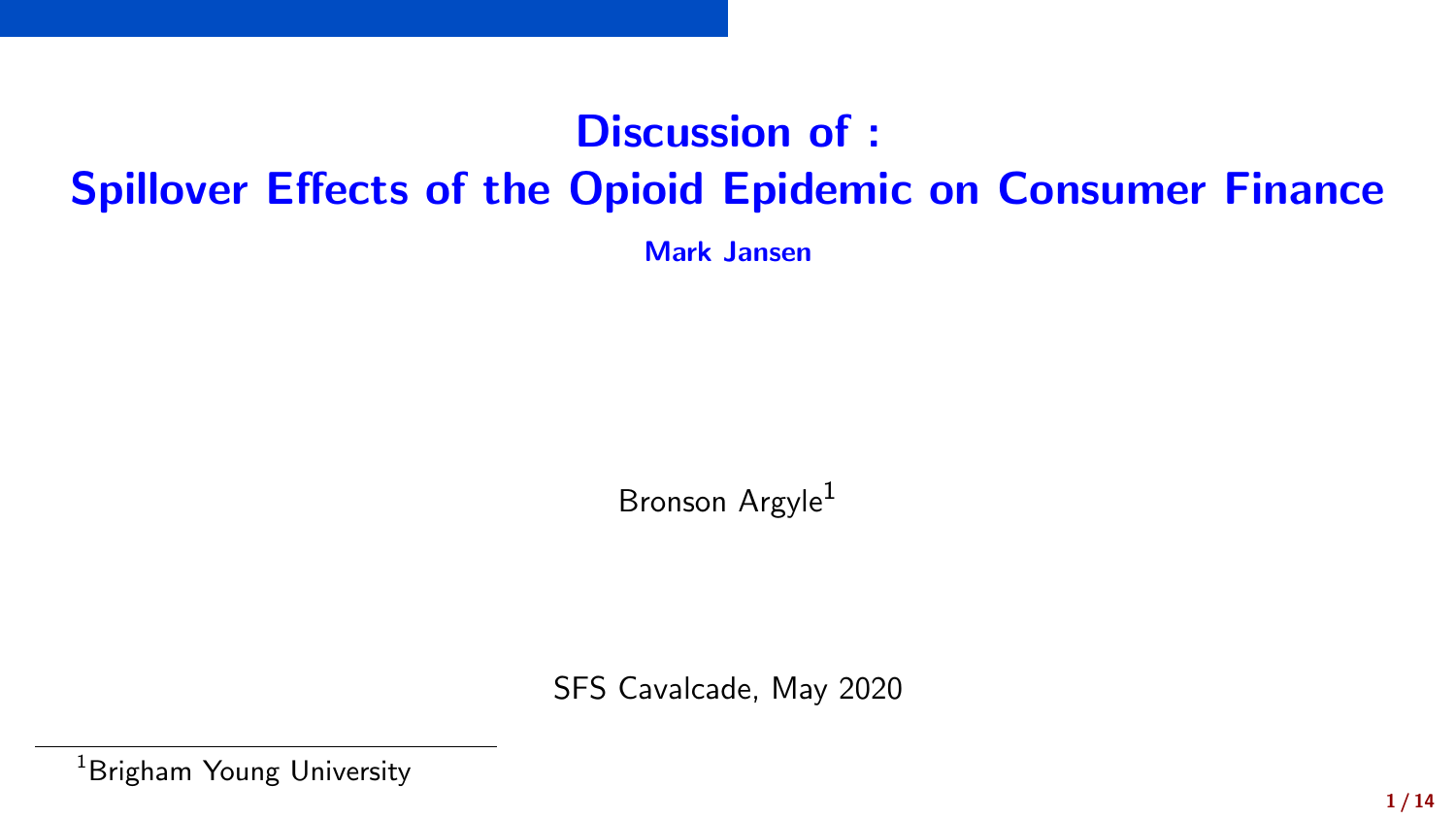# Discussion of : Spillover Effects of the Opioid Epidemic on Consumer Finance

**Mark Jansen**

Bronson Argyle[1]

SFS Cavalcade, May 2020

[1] Brigham Young University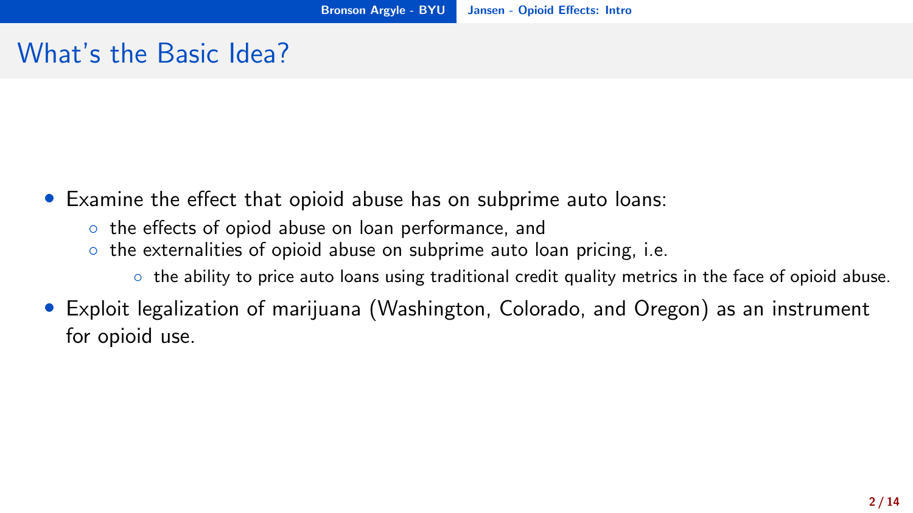# What's the Basic Idea?

- Examine the effect that opioid abuse has on subprime auto loans:
  - the effects of opiod abuse on loan performance, and
  - the externalities of opioid abuse on subprime auto loan pricing, i.e.
    - the ability to price auto loans using traditional credit quality metrics in the face of opioid abuse.
- Exploit legalization of marijuana (Washington, Colorado, and Oregon) as an instrument for opioid use.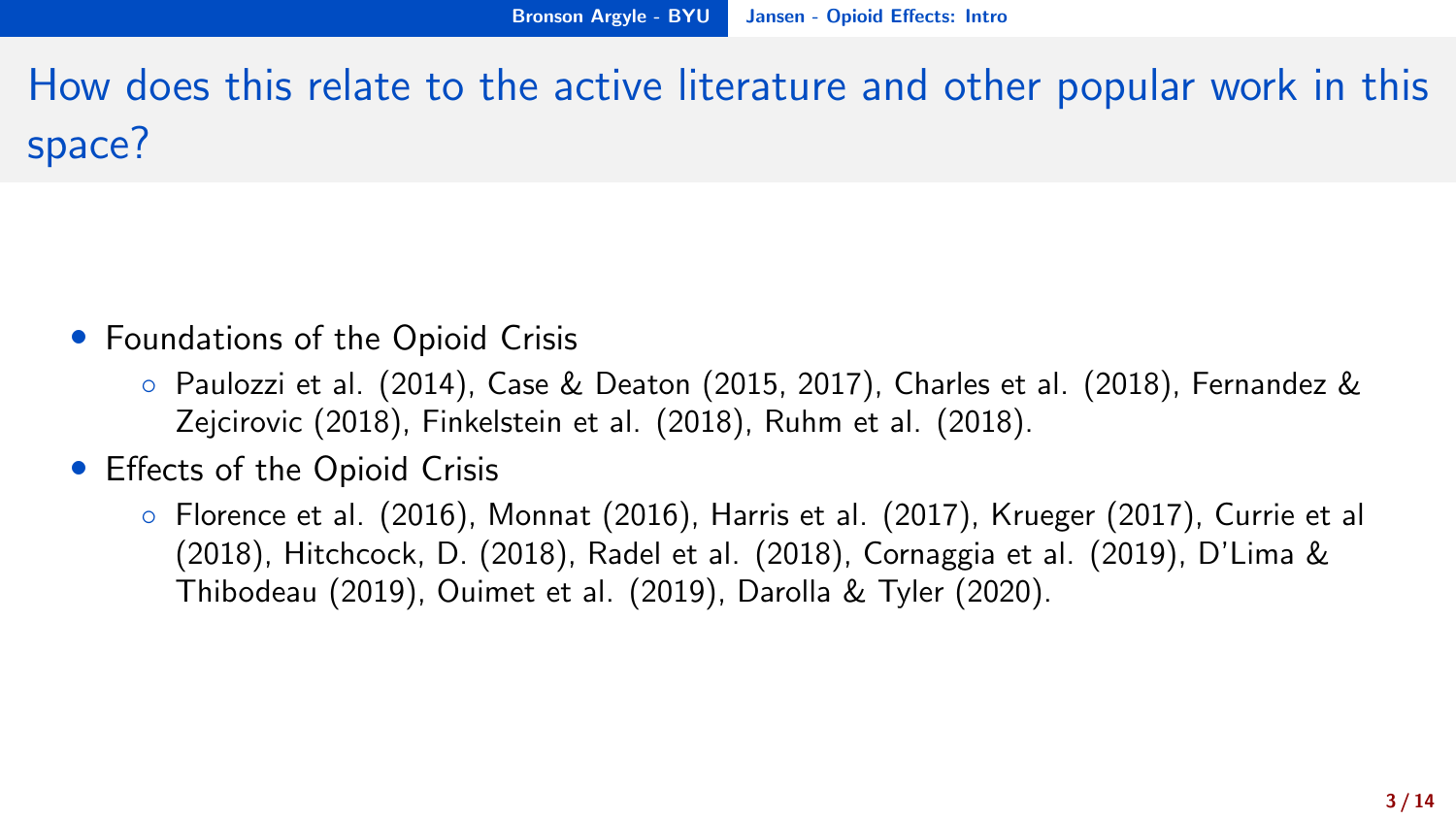# How does this relate to the active literature and other popular work in this space?

- Foundations of the Opioid Crisis
  - Paulozzi et al. (2014), Case & Deaton (2015, 2017), Charles et al. (2018), Fernandez & Zejcirovic (2018), Finkelstein et al. (2018), Ruhm et al. (2018).
- Effects of the Opioid Crisis
  - Florence et al. (2016), Monnat (2016), Harris et al. (2017), Krueger (2017), Currie et al (2018), Hitchcock, D. (2018), Radel et al. (2018), Cornaggia et al. (2019), D'Lima & Thibodeau (2019), Ouimet et al. (2019), Darolla & Tyler (2020).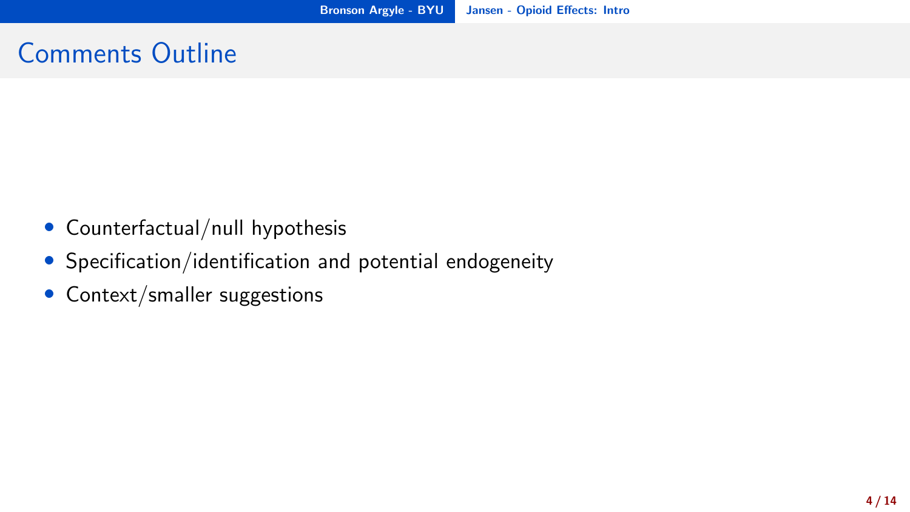# Comments Outline

- Counterfactual/null hypothesis
- Specification/identification and potential endogeneity
- Context/smaller suggestions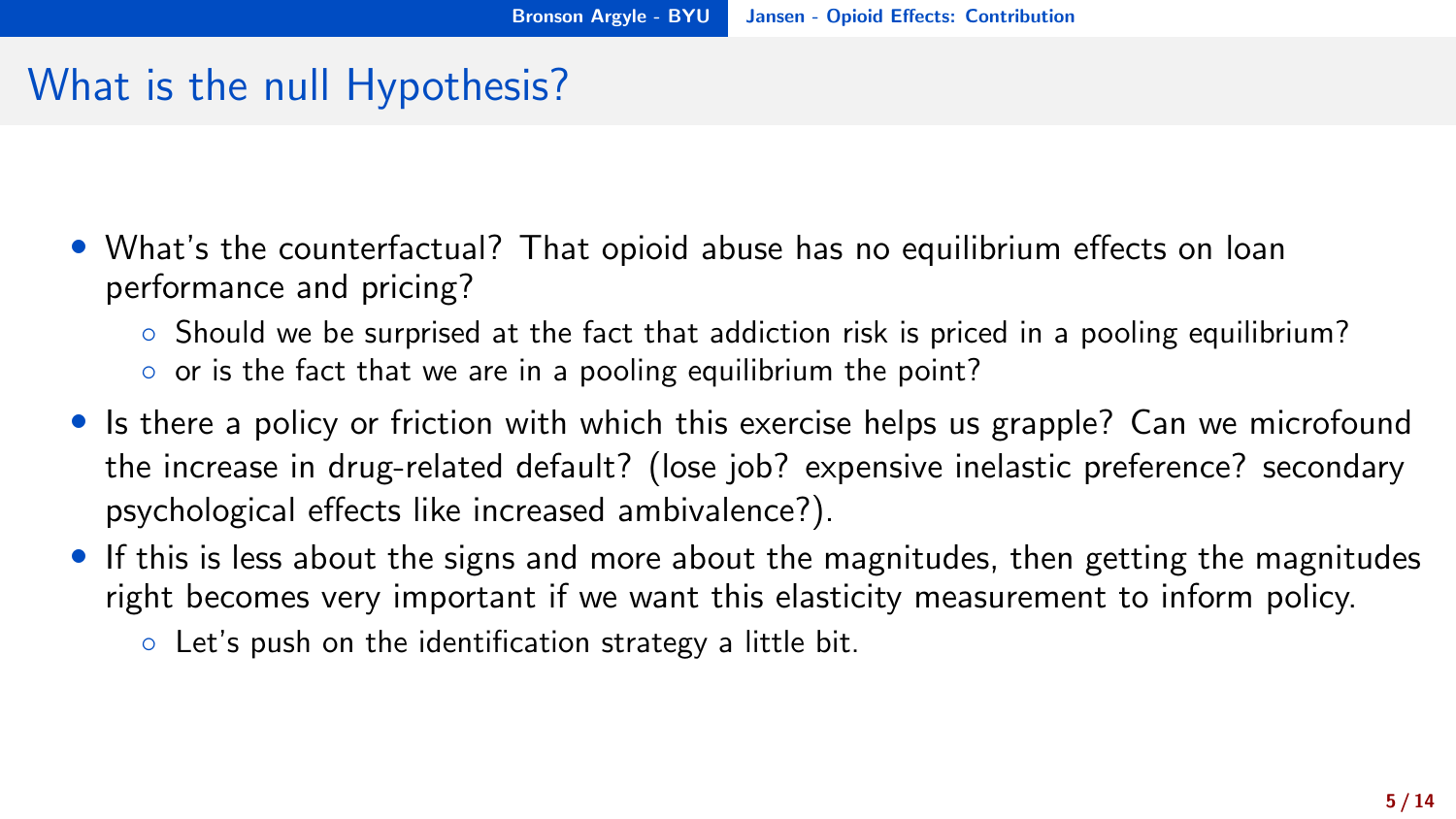# What is the null Hypothesis?

- What's the counterfactual? That opioid abuse has no equilibrium effects on loan performance and pricing?
  - Should we be surprised at the fact that addiction risk is priced in a pooling equilibrium?
  - or is the fact that we are in a pooling equilibrium the point?
- Is there a policy or friction with which this exercise helps us grapple? Can we microfound the increase in drug-related default? (lose job? expensive inelastic preference? secondary psychological effects like increased ambivalence?).
- If this is less about the signs and more about the magnitudes, then getting the magnitudes right becomes very important if we want this elasticity measurement to inform policy.
  - Let's push on the identification strategy a little bit.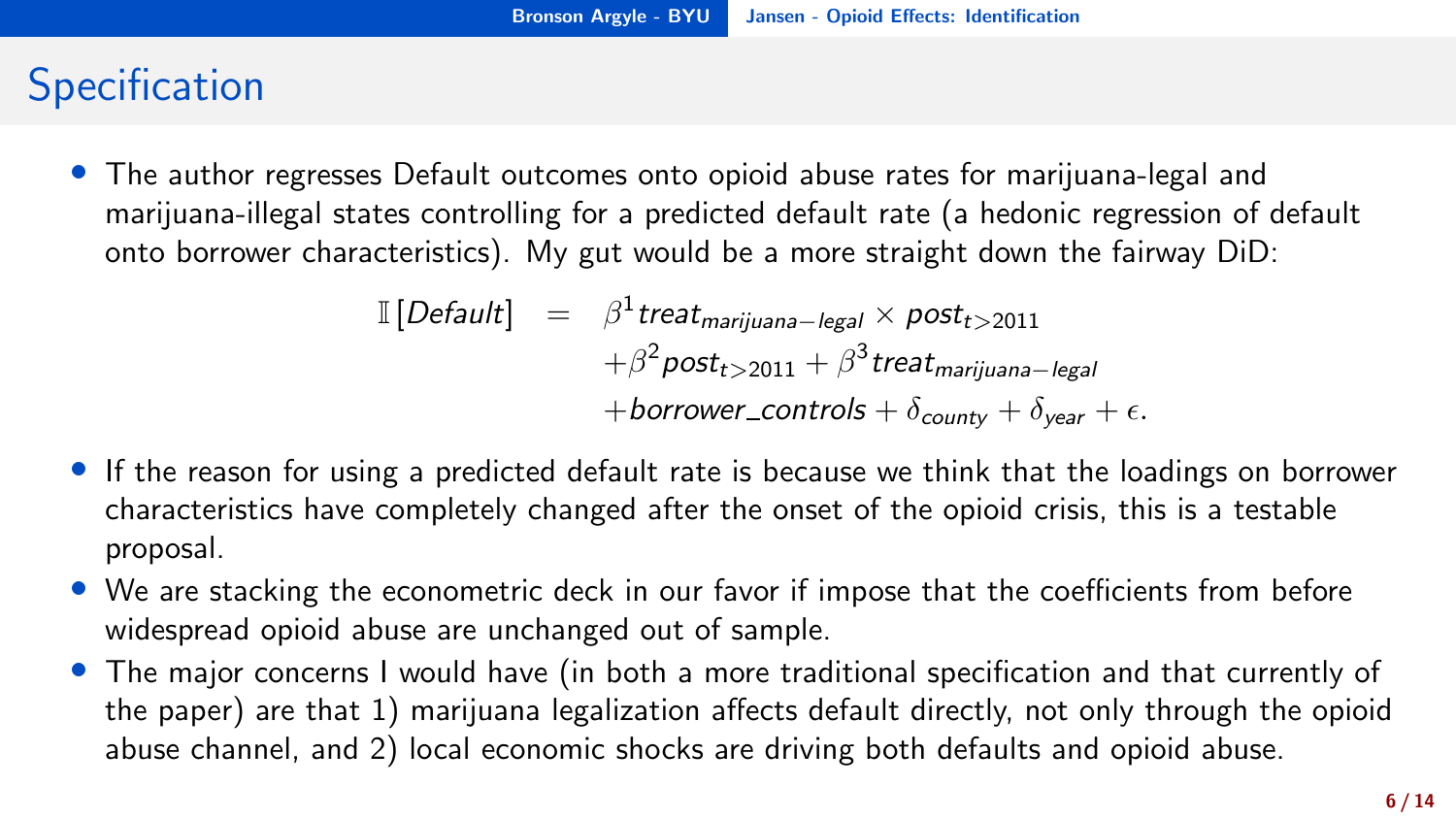# Specification

- The author regresses Default outcomes onto opioid abuse rates for marijuana-legal and marijuana-illegal states controlling for a predicted default rate (a hedonic regression of default onto borrower characteristics). My gut would be a more straight down the fairway DiD:

$$
\begin{aligned}
\mathbb{I}\left[Default\right] \;=\; & \beta^1 treat_{marijuana-legal} \times post_{t>2011} \\
& + \beta^2 post_{t>2011} + \beta^3 treat_{marijuana-legal} \\
& + borrower\_controls + \delta_{county} + \delta_{year} + \epsilon.
\end{aligned}
$$

- If the reason for using a predicted default rate is because we think that the loadings on borrower characteristics have completely changed after the onset of the opioid crisis, this is a testable proposal.
- We are stacking the econometric deck in our favor if impose that the coefficients from before widespread opioid abuse are unchanged out of sample.
- The major concerns I would have (in both a more traditional specification and that currently of the paper) are that 1) marijuana legalization affects default directly, not only through the opioid abuse channel, and 2) local economic shocks are driving both defaults and opioid abuse.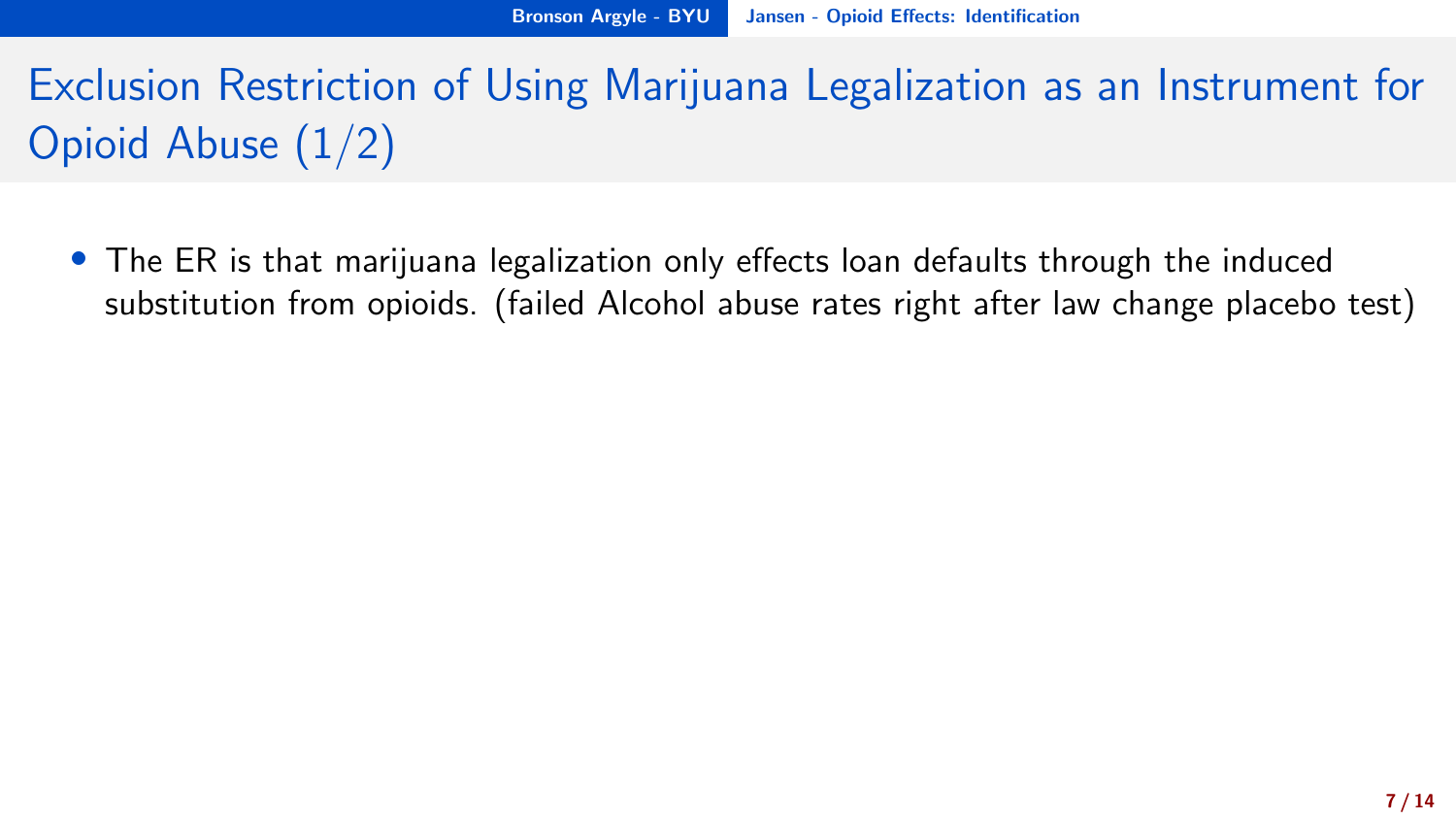# Exclusion Restriction of Using Marijuana Legalization as an Instrument for Opioid Abuse (1/2)

- The ER is that marijuana legalization only effects loan defaults through the induced substitution from opioids. (failed Alcohol abuse rates right after law change placebo test)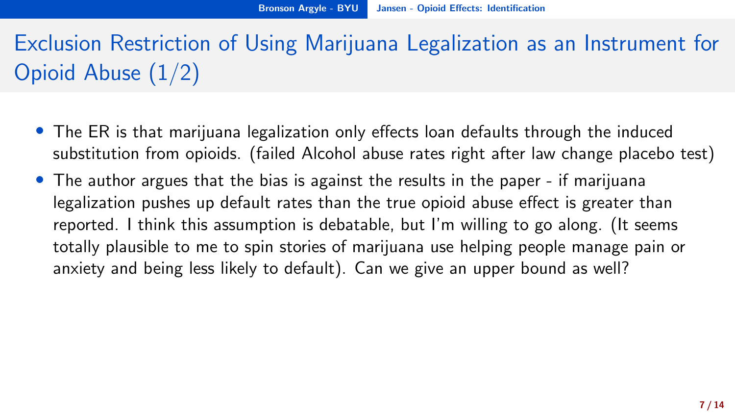# Exclusion Restriction of Using Marijuana Legalization as an Instrument for Opioid Abuse (1/2)

- The ER is that marijuana legalization only effects loan defaults through the induced substitution from opioids. (failed Alcohol abuse rates right after law change placebo test)
- The author argues that the bias is against the results in the paper - if marijuana legalization pushes up default rates than the true opioid abuse effect is greater than reported. I think this assumption is debatable, but I'm willing to go along. (It seems totally plausible to me to spin stories of marijuana use helping people manage pain or anxiety and being less likely to default). Can we give an upper bound as well?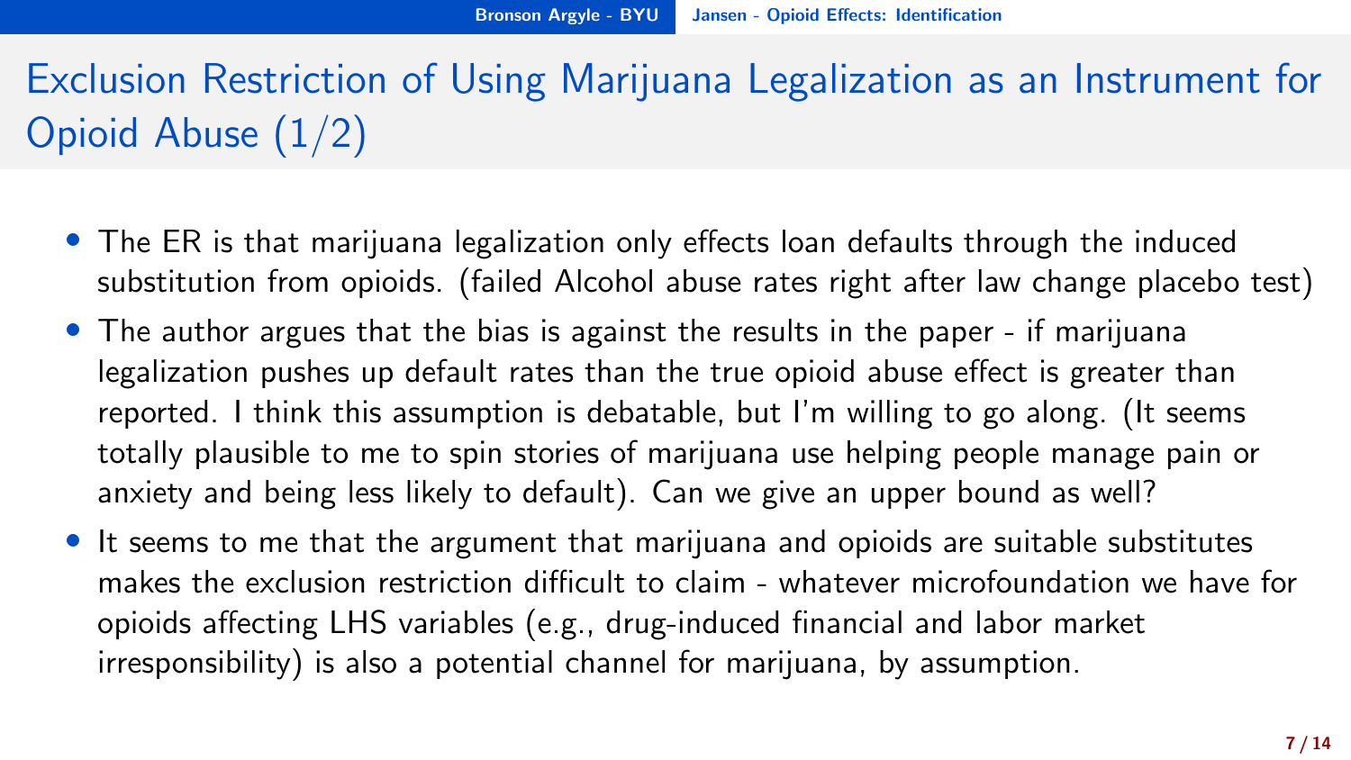# Exclusion Restriction of Using Marijuana Legalization as an Instrument for Opioid Abuse (1/2)

- The ER is that marijuana legalization only effects loan defaults through the induced substitution from opioids. (failed Alcohol abuse rates right after law change placebo test)
- The author argues that the bias is against the results in the paper - if marijuana legalization pushes up default rates than the true opioid abuse effect is greater than reported. I think this assumption is debatable, but I'm willing to go along. (It seems totally plausible to me to spin stories of marijuana use helping people manage pain or anxiety and being less likely to default). Can we give an upper bound as well?
- It seems to me that the argument that marijuana and opioids are suitable substitutes makes the exclusion restriction difficult to claim - whatever microfoundation we have for opioids affecting LHS variables (e.g., drug-induced financial and labor market irresponsibility) is also a potential channel for marijuana, by assumption.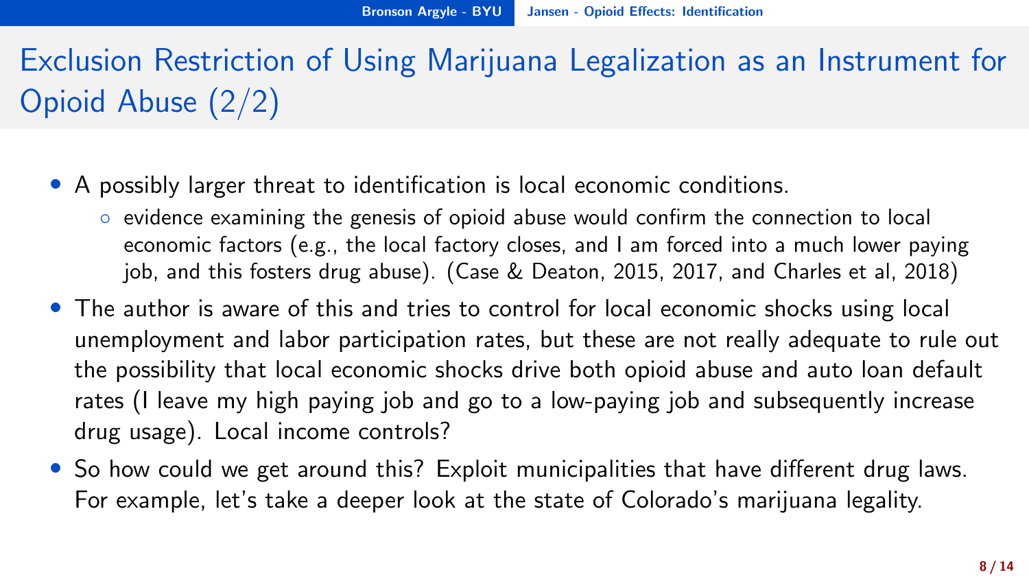# Exclusion Restriction of Using Marijuana Legalization as an Instrument for Opioid Abuse (2/2)

- A possibly larger threat to identification is local economic conditions.
  - evidence examining the genesis of opioid abuse would confirm the connection to local economic factors (e.g., the local factory closes, and I am forced into a much lower paying job, and this fosters drug abuse). (Case & Deaton, 2015, 2017, and Charles et al, 2018)
- The author is aware of this and tries to control for local economic shocks using local unemployment and labor participation rates, but these are not really adequate to rule out the possibility that local economic shocks drive both opioid abuse and auto loan default rates (I leave my high paying job and go to a low-paying job and subsequently increase drug usage). Local income controls?
- So how could we get around this? Exploit municipalities that have different drug laws. For example, let's take a deeper look at the state of Colorado's marijuana legality.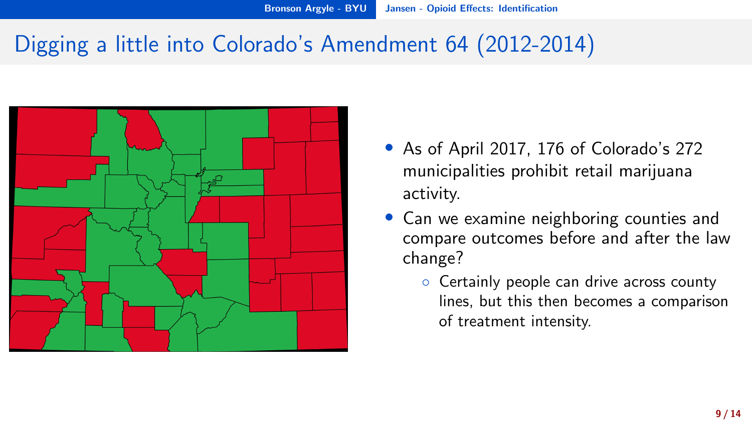# Digging a little into Colorado's Amendment 64 (2012-2014)

- As of April 2017, 176 of Colorado's 272 municipalities prohibit retail marijuana activity.
- Can we examine neighboring counties and compare outcomes before and after the law change?
  - Certainly people can drive across county lines, but this then becomes a comparison of treatment intensity.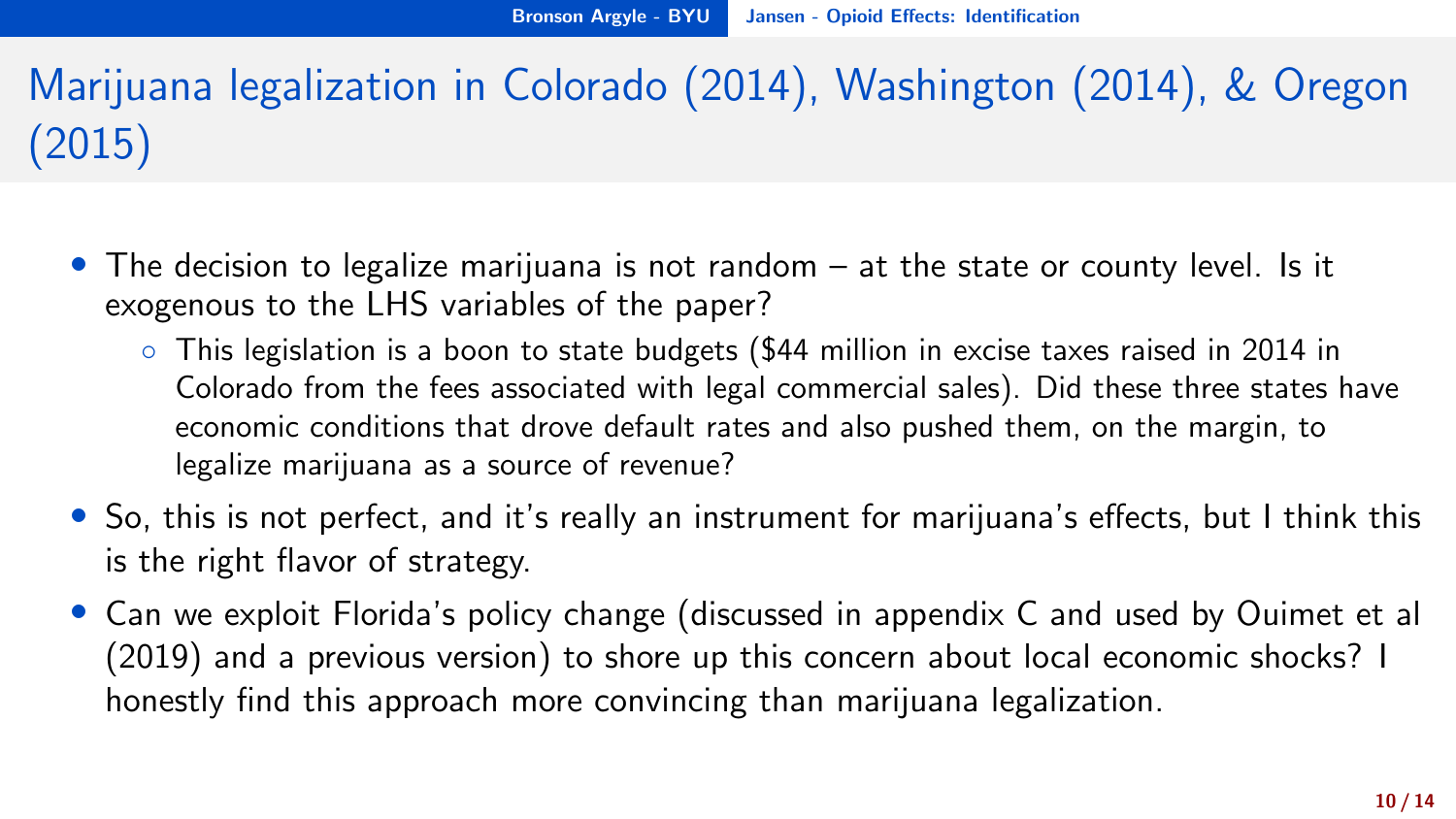# Marijuana legalization in Colorado (2014), Washington (2014), & Oregon (2015)

- The decision to legalize marijuana is not random – at the state or county level. Is it exogenous to the LHS variables of the paper?
  - This legislation is a boon to state budgets ($44 million in excise taxes raised in 2014 in Colorado from the fees associated with legal commercial sales). Did these three states have economic conditions that drove default rates and also pushed them, on the margin, to legalize marijuana as a source of revenue?
- So, this is not perfect, and it's really an instrument for marijuana's effects, but I think this is the right flavor of strategy.
- Can we exploit Florida's policy change (discussed in appendix C and used by Ouimet et al (2019) and a previous version) to shore up this concern about local economic shocks? I honestly find this approach more convincing than marijuana legalization.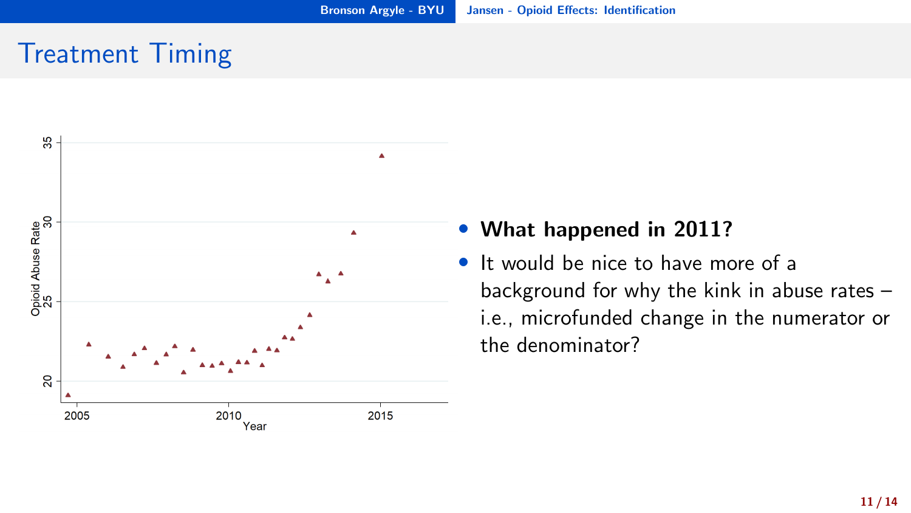# Treatment Timing

- **What happened in 2011?**
- It would be nice to have more of a background for why the kink in abuse rates – i.e., microfunded change in the numerator or the denominator?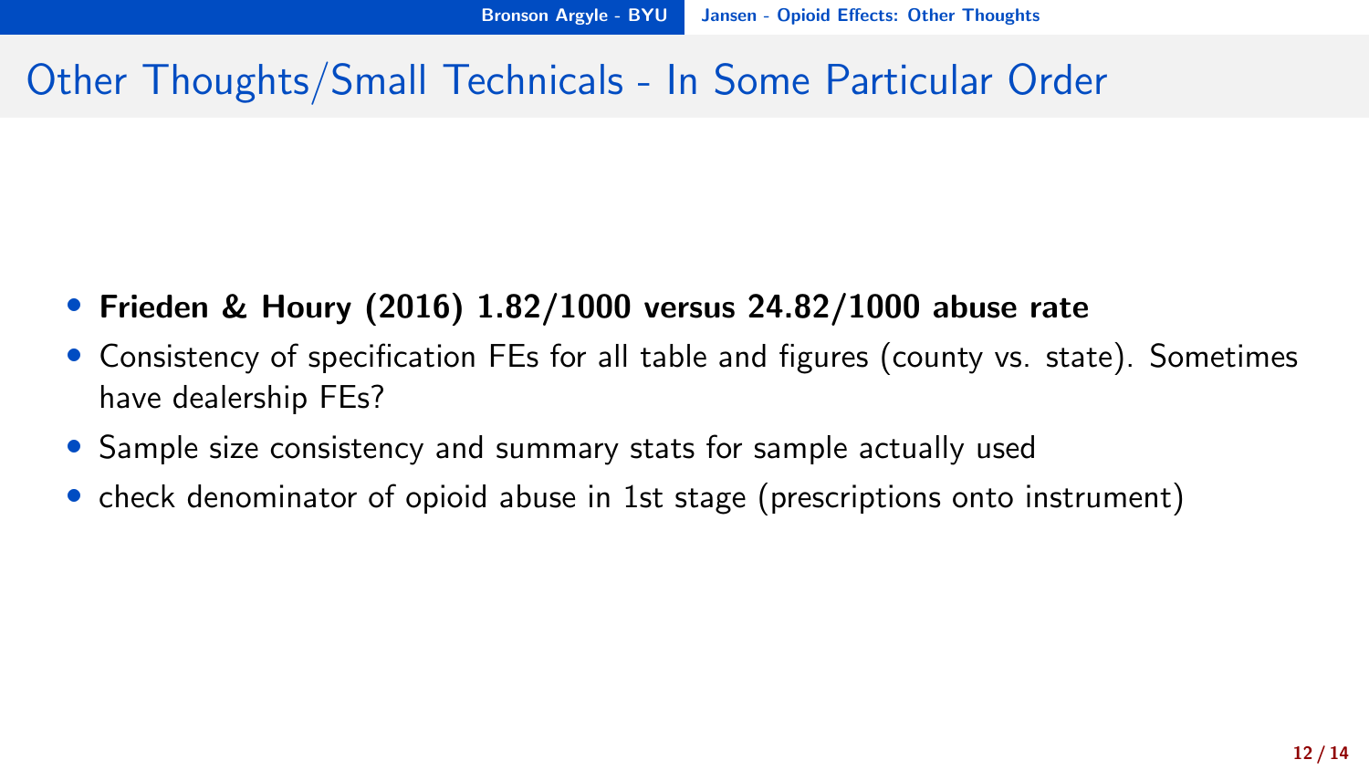# Other Thoughts/Small Technicals - In Some Particular Order

- **Frieden & Houry (2016) 1.82/1000 versus 24.82/1000 abuse rate**
- Consistency of specification FEs for all table and figures (county vs. state). Sometimes have dealership FEs?
- Sample size consistency and summary stats for sample actually used
- check denominator of opioid abuse in 1st stage (prescriptions onto instrument)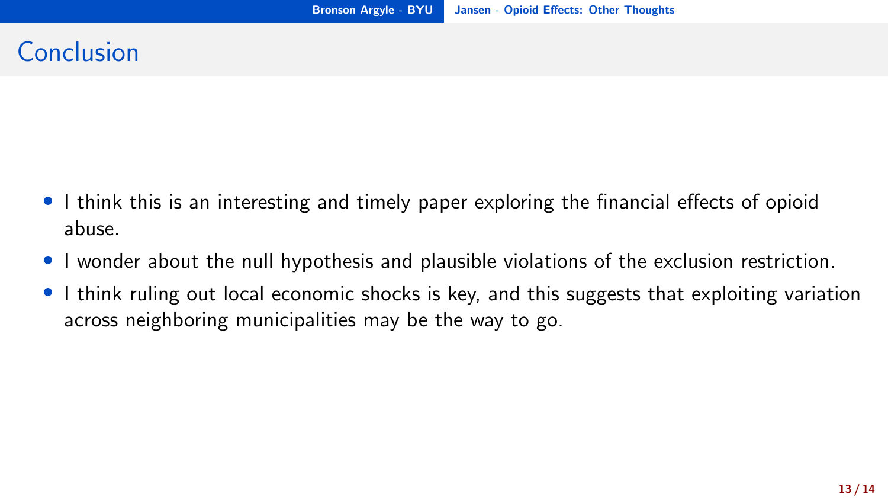# Conclusion

- I think this is an interesting and timely paper exploring the financial effects of opioid abuse.
- I wonder about the null hypothesis and plausible violations of the exclusion restriction.
- I think ruling out local economic shocks is key, and this suggests that exploiting variation across neighboring municipalities may be the way to go.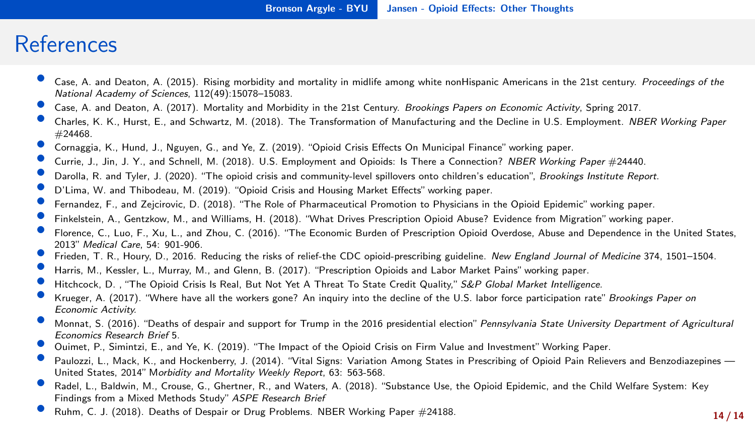# References

- Case, A. and Deaton, A. (2015). Rising morbidity and mortality in midlife among white nonHispanic Americans in the 21st century. *Proceedings of the National Academy of Sciences*, 112(49):15078–15083.
- Case, A. and Deaton, A. (2017). Mortality and Morbidity in the 21st Century. *Brookings Papers on Economic Activity*, Spring 2017.
- Charles, K. K., Hurst, E., and Schwartz, M. (2018). The Transformation of Manufacturing and the Decline in U.S. Employment. *NBER Working Paper* #24468.
- Cornaggia, K., Hund, J., Nguyen, G., and Ye, Z. (2019). "Opioid Crisis Effects On Municipal Finance" working paper.
- Currie, J., Jin, J. Y., and Schnell, M. (2018). U.S. Employment and Opioids: Is There a Connection? *NBER Working Paper* #24440.
- Darolla, R. and Tyler, J. (2020). "The opioid crisis and community-level spillovers onto children's education", *Brookings Institute Report*.
- D'Lima, W. and Thibodeau, M. (2019). "Opioid Crisis and Housing Market Effects" working paper.
- Fernandez, F., and Zejcirovic, D. (2018). "The Role of Pharmaceutical Promotion to Physicians in the Opioid Epidemic" working paper.
- Finkelstein, A., Gentzkow, M., and Williams, H. (2018). "What Drives Prescription Opioid Abuse? Evidence from Migration" working paper.
- Florence, C., Luo, F., Xu, L., and Zhou, C. (2016). "The Economic Burden of Prescription Opioid Overdose, Abuse and Dependence in the United States, 2013" *Medical Care*, 54: 901-906.
- Frieden, T. R., Houry, D., 2016. Reducing the risks of relief-the CDC opioid-prescribing guideline. *New England Journal of Medicine* 374, 1501–1504.
- Harris, M., Kessler, L., Murray, M., and Glenn, B. (2017). "Prescription Opioids and Labor Market Pains" working paper.
- Hitchcock, D. , "The Opioid Crisis Is Real, But Not Yet A Threat To State Credit Quality," *S&P Global Market Intelligence*.
- Krueger, A. (2017). "Where have all the workers gone? An inquiry into the decline of the U.S. labor force participation rate" *Brookings Paper on Economic Activity*.
- Monnat, S. (2016). "Deaths of despair and support for Trump in the 2016 presidential election" *Pennsylvania State University Department of Agricultural Economics Research Brief* 5.
- Ouimet, P., Simintzi, E., and Ye, K. (2019). "The Impact of the Opioid Crisis on Firm Value and Investment" Working Paper.
- Paulozzi, L., Mack, K., and Hockenberry, J. (2014). "Vital Signs: Variation Among States in Prescribing of Opioid Pain Relievers and Benzodiazepines — United States, 2014" M*orbidity and Mortality Weekly Report*, 63: 563-568.
- Radel, L., Baldwin, M., Crouse, G., Ghertner, R., and Waters, A. (2018). "Substance Use, the Opioid Epidemic, and the Child Welfare System: Key Findings from a Mixed Methods Study" *ASPE Research Brief*
- Ruhm, C. J. (2018). Deaths of Despair or Drug Problems. NBER Working Paper #24188.